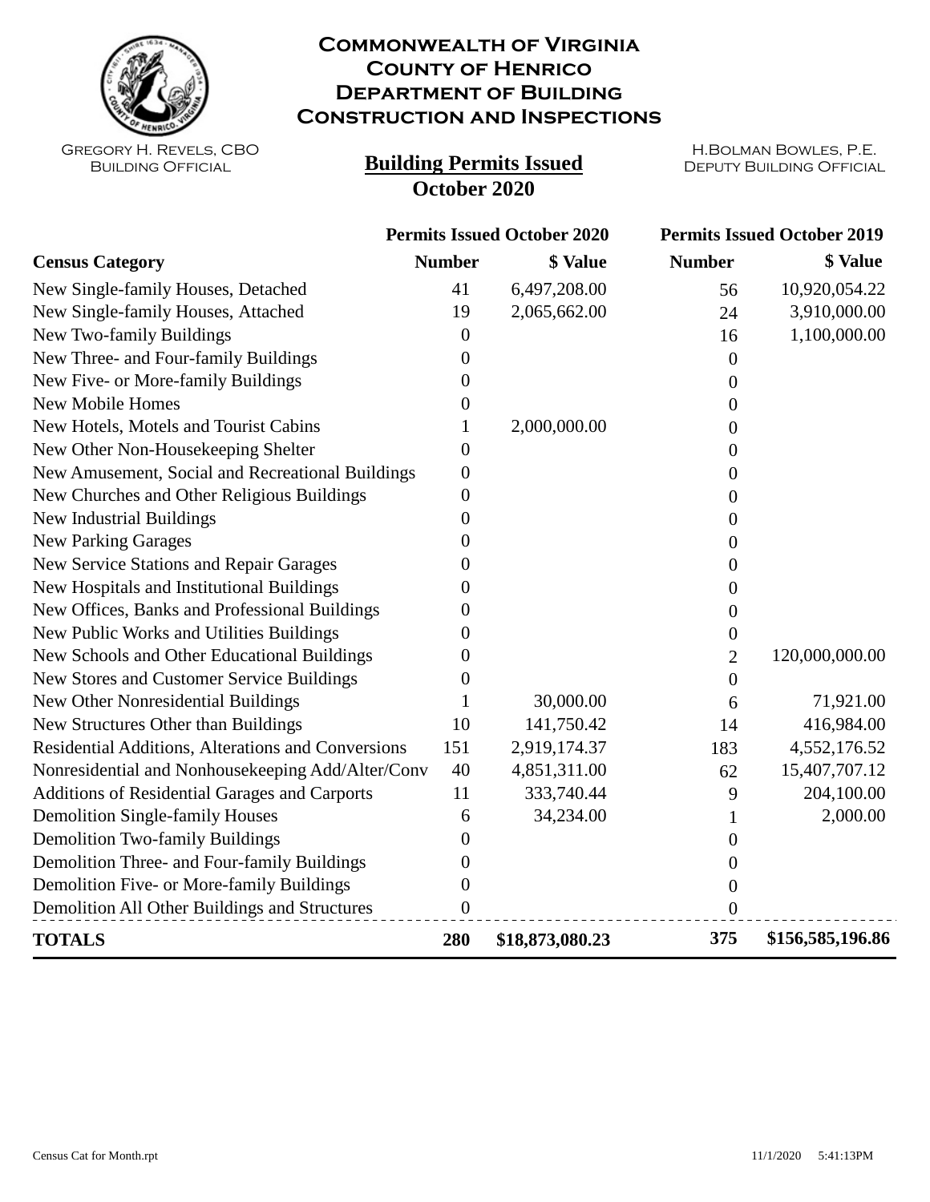# Commonwealth of Virginia
# County of Henrico
# Department of Building Construction and Inspections

Gregory H. Revels, CBO
Building Official

H.Bolman Bowles, P.E.
Deputy Building Official

## Building Permits Issued
## October 2020

| | Permits Issued October 2020 | | Permits Issued October 2019 | |
|---|---|---|---|---|
| **Census Category** | **Number** | **$ Value** | **Number** | **$ Value** |
| New Single-family Houses, Detached | 41 | 6,497,208.00 | 56 | 10,920,054.22 |
| New Single-family Houses, Attached | 19 | 2,065,662.00 | 24 | 3,910,000.00 |
| New Two-family Buildings | 0 | | 16 | 1,100,000.00 |
| New Three- and Four-family Buildings | 0 | | 0 | |
| New Five- or More-family Buildings | 0 | | 0 | |
| New Mobile Homes | 0 | | 0 | |
| New Hotels, Motels and Tourist Cabins | 1 | 2,000,000.00 | 0 | |
| New Other Non-Housekeeping Shelter | 0 | | 0 | |
| New Amusement, Social and Recreational Buildings | 0 | | 0 | |
| New Churches and Other Religious Buildings | 0 | | 0 | |
| New Industrial Buildings | 0 | | 0 | |
| New Parking Garages | 0 | | 0 | |
| New Service Stations and Repair Garages | 0 | | 0 | |
| New Hospitals and Institutional Buildings | 0 | | 0 | |
| New Offices, Banks and Professional Buildings | 0 | | 0 | |
| New Public Works and Utilities Buildings | 0 | | 0 | |
| New Schools and Other Educational Buildings | 0 | | 2 | 120,000,000.00 |
| New Stores and Customer Service Buildings | 0 | | 0 | |
| New Other Nonresidential Buildings | 1 | 30,000.00 | 6 | 71,921.00 |
| New Structures Other than Buildings | 10 | 141,750.42 | 14 | 416,984.00 |
| Residential Additions, Alterations and Conversions | 151 | 2,919,174.37 | 183 | 4,552,176.52 |
| Nonresidential and Nonhousekeeping Add/Alter/Conv | 40 | 4,851,311.00 | 62 | 15,407,707.12 |
| Additions of Residential Garages and Carports | 11 | 333,740.44 | 9 | 204,100.00 |
| Demolition Single-family Houses | 6 | 34,234.00 | 1 | 2,000.00 |
| Demolition Two-family Buildings | 0 | | 0 | |
| Demolition Three- and Four-family Buildings | 0 | | 0 | |
| Demolition Five- or More-family Buildings | 0 | | 0 | |
| Demolition All Other Buildings and Structures | 0 | | 0 | |
| **TOTALS** | **280** | **$18,873,080.23** | **375** | **$156,585,196.86** |

Census Cat for Month.rpt    11/1/2020 5:41:13PM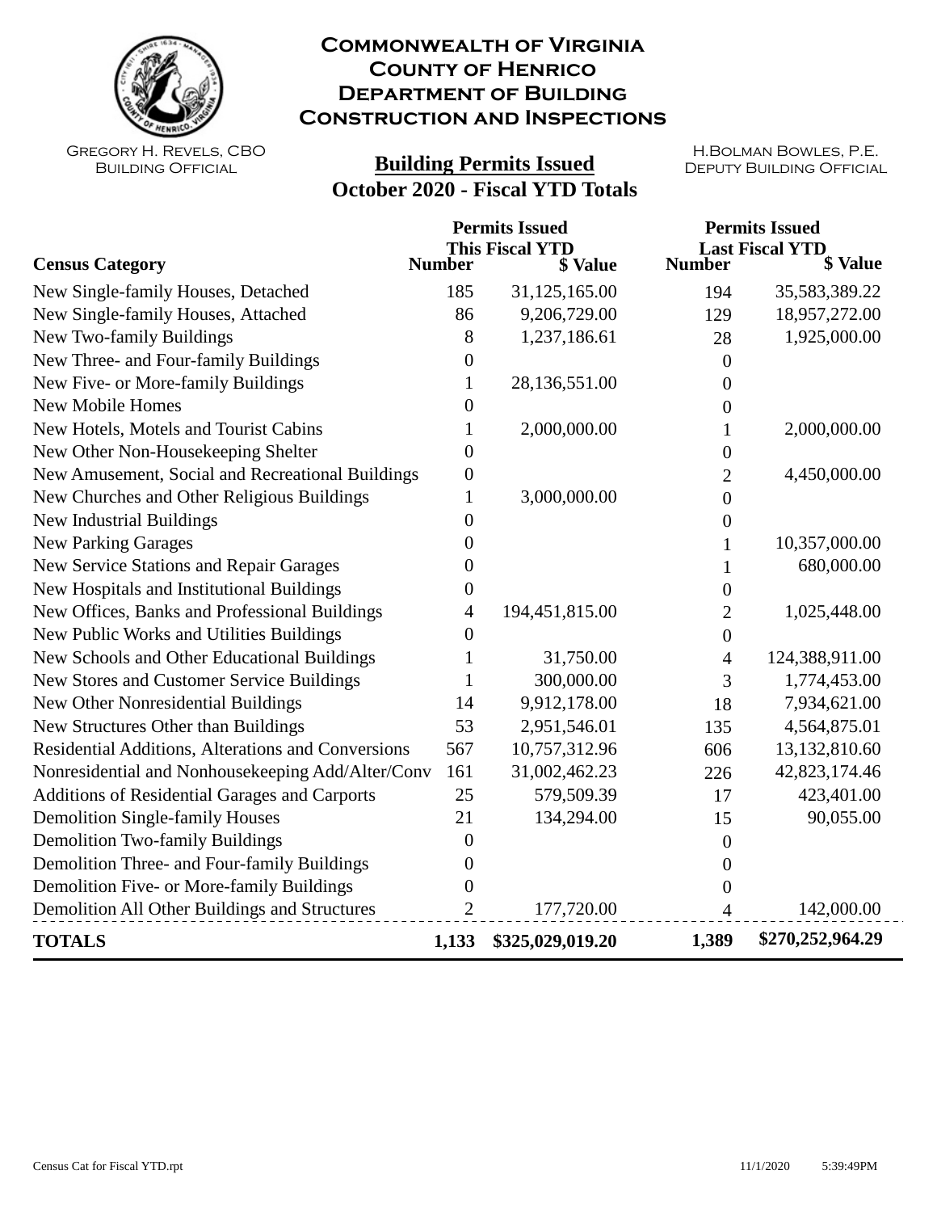# Commonwealth of Virginia
# County of Henrico
# Department of Building Construction and Inspections

Gregory H. Revels, CBO
Building Official

H.Bolman Bowles, P.E.
Deputy Building Official

## Building Permits Issued
## October 2020 - Fiscal YTD Totals

| Census Category | Permits Issued This Fiscal YTD Number | Permits Issued This Fiscal YTD $ Value | Permits Issued Last Fiscal YTD Number | Permits Issued Last Fiscal YTD $ Value |
|---|---|---|---|---|
| New Single-family Houses, Detached | 185 | 31,125,165.00 | 194 | 35,583,389.22 |
| New Single-family Houses, Attached | 86 | 9,206,729.00 | 129 | 18,957,272.00 |
| New Two-family Buildings | 8 | 1,237,186.61 | 28 | 1,925,000.00 |
| New Three- and Four-family Buildings | 0 | | 0 | |
| New Five- or More-family Buildings | 1 | 28,136,551.00 | 0 | |
| New Mobile Homes | 0 | | 0 | |
| New Hotels, Motels and Tourist Cabins | 1 | 2,000,000.00 | 1 | 2,000,000.00 |
| New Other Non-Housekeeping Shelter | 0 | | 0 | |
| New Amusement, Social and Recreational Buildings | 0 | | 2 | 4,450,000.00 |
| New Churches and Other Religious Buildings | 1 | 3,000,000.00 | 0 | |
| New Industrial Buildings | 0 | | 0 | |
| New Parking Garages | 0 | | 1 | 10,357,000.00 |
| New Service Stations and Repair Garages | 0 | | 1 | 680,000.00 |
| New Hospitals and Institutional Buildings | 0 | | 0 | |
| New Offices, Banks and Professional Buildings | 4 | 194,451,815.00 | 2 | 1,025,448.00 |
| New Public Works and Utilities Buildings | 0 | | 0 | |
| New Schools and Other Educational Buildings | 1 | 31,750.00 | 4 | 124,388,911.00 |
| New Stores and Customer Service Buildings | 1 | 300,000.00 | 3 | 1,774,453.00 |
| New Other Nonresidential Buildings | 14 | 9,912,178.00 | 18 | 7,934,621.00 |
| New Structures Other than Buildings | 53 | 2,951,546.01 | 135 | 4,564,875.01 |
| Residential Additions, Alterations and Conversions | 567 | 10,757,312.96 | 606 | 13,132,810.60 |
| Nonresidential and Nonhousekeeping Add/Alter/Conv | 161 | 31,002,462.23 | 226 | 42,823,174.46 |
| Additions of Residential Garages and Carports | 25 | 579,509.39 | 17 | 423,401.00 |
| Demolition Single-family Houses | 21 | 134,294.00 | 15 | 90,055.00 |
| Demolition Two-family Buildings | 0 | | 0 | |
| Demolition Three- and Four-family Buildings | 0 | | 0 | |
| Demolition Five- or More-family Buildings | 0 | | 0 | |
| Demolition All Other Buildings and Structures | 2 | 177,720.00 | 4 | 142,000.00 |
| **TOTALS** | **1,133** | **$325,029,019.20** | **1,389** | **$270,252,964.29** |

Census Cat for Fiscal YTD.rpt 11/1/2020 5:39:49PM